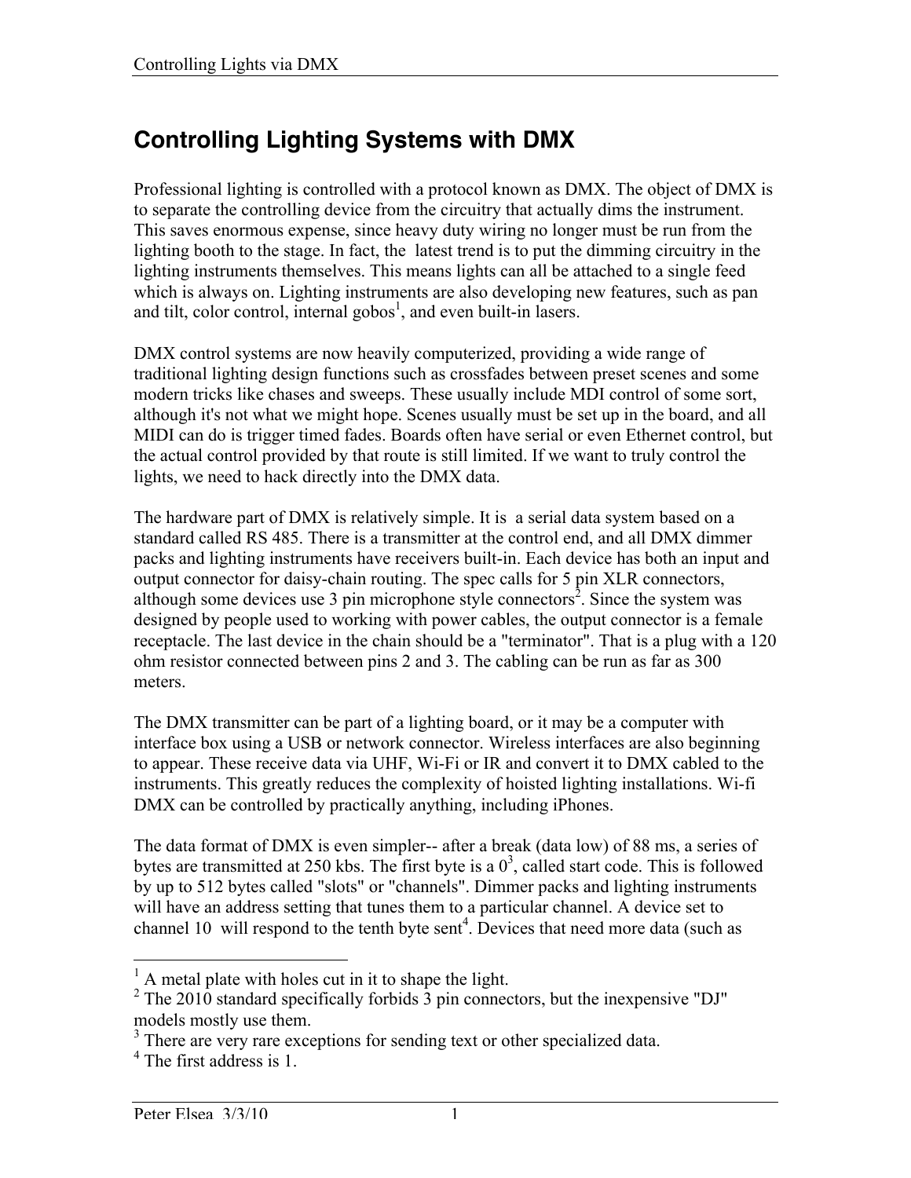# Controlling Lighting Systems with DMX

Professional lighting is controlled with a protocol known as DMX. The object of DMX is to separate the controlling device from the circuitry that actually dims the instrument. This saves enormous expense, since heavy duty wiring no longer must be run from the lighting booth to the stage. In fact, the latest trend is to put the dimming circuitry in the lighting instruments themselves. This means lights can all be attached to a single feed which is always on. Lighting instruments are also developing new features, such as pan and tilt, color control, internal gobos[1], and even built-in lasers.

DMX control systems are now heavily computerized, providing a wide range of traditional lighting design functions such as crossfades between preset scenes and some modern tricks like chases and sweeps. These usually include MDI control of some sort, although it's not what we might hope. Scenes usually must be set up in the board, and all MIDI can do is trigger timed fades. Boards often have serial or even Ethernet control, but the actual control provided by that route is still limited. If we want to truly control the lights, we need to hack directly into the DMX data.

The hardware part of DMX is relatively simple. It is a serial data system based on a standard called RS 485. There is a transmitter at the control end, and all DMX dimmer packs and lighting instruments have receivers built-in. Each device has both an input and output connector for daisy-chain routing. The spec calls for 5 pin XLR connectors, although some devices use 3 pin microphone style connectors[2]. Since the system was designed by people used to working with power cables, the output connector is a female receptacle. The last device in the chain should be a "terminator". That is a plug with a 120 ohm resistor connected between pins 2 and 3. The cabling can be run as far as 300 meters.

The DMX transmitter can be part of a lighting board, or it may be a computer with interface box using a USB or network connector. Wireless interfaces are also beginning to appear. These receive data via UHF, Wi-Fi or IR and convert it to DMX cabled to the instruments. This greatly reduces the complexity of hoisted lighting installations. Wi-fi DMX can be controlled by practically anything, including iPhones.

The data format of DMX is even simpler-- after a break (data low) of 88 ms, a series of bytes are transmitted at 250 kbs. The first byte is a 0[3], called start code. This is followed by up to 512 bytes called "slots" or "channels". Dimmer packs and lighting instruments will have an address setting that tunes them to a particular channel. A device set to channel 10 will respond to the tenth byte sent[4]. Devices that need more data (such as

---

[1] A metal plate with holes cut in it to shape the light.

[2] The 2010 standard specifically forbids 3 pin connectors, but the inexpensive "DJ" models mostly use them.

[3] There are very rare exceptions for sending text or other specialized data.

[4] The first address is 1.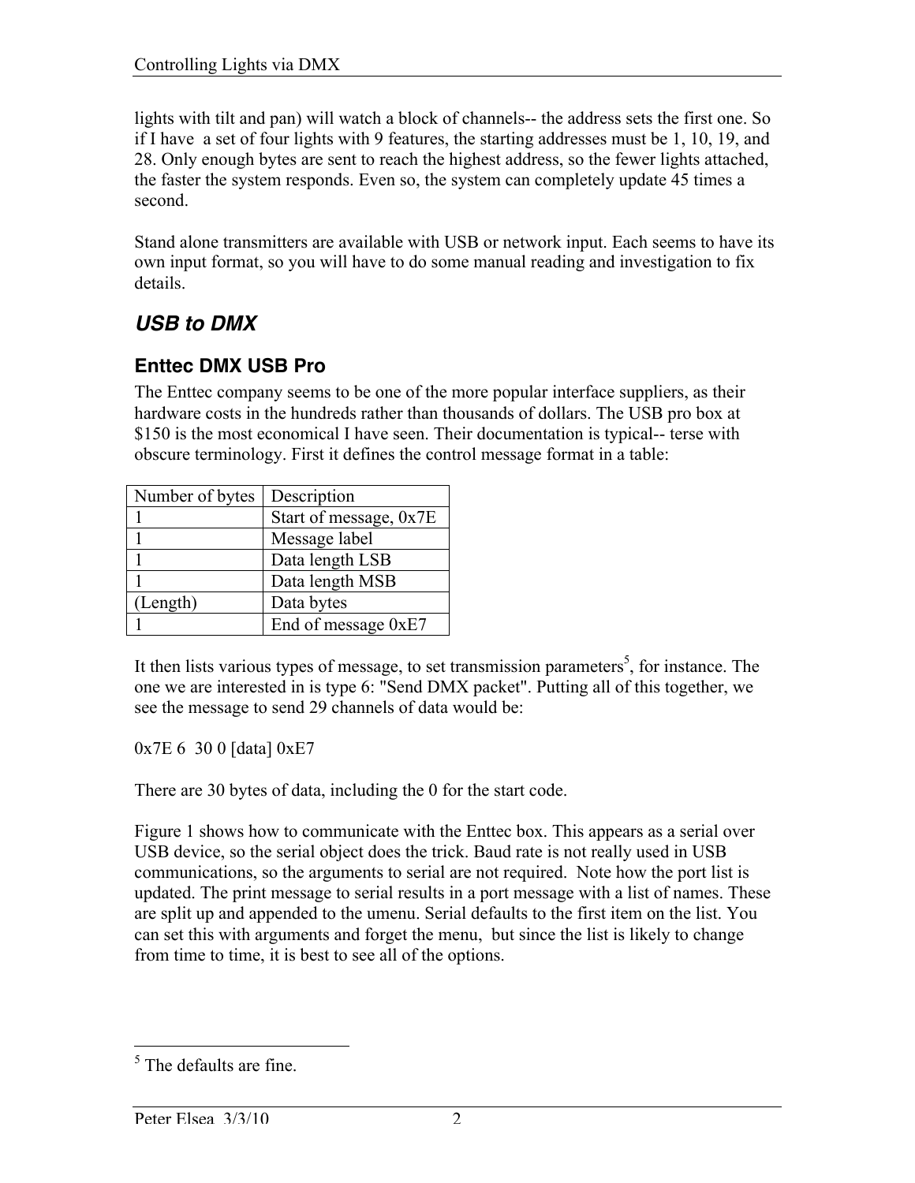lights with tilt and pan) will watch a block of channels-- the address sets the first one. So if I have a set of four lights with 9 features, the starting addresses must be 1, 10, 19, and 28. Only enough bytes are sent to reach the highest address, so the fewer lights attached, the faster the system responds. Even so, the system can completely update 45 times a second.

Stand alone transmitters are available with USB or network input. Each seems to have its own input format, so you will have to do some manual reading and investigation to fix details.

## *USB to DMX*

### Enttec DMX USB Pro

The Enttec company seems to be one of the more popular interface suppliers, as their hardware costs in the hundreds rather than thousands of dollars. The USB pro box at $150 is the most economical I have seen. Their documentation is typical-- terse with obscure terminology. First it defines the control message format in a table:

| Number of bytes | Description |
|---|---|
| 1 | Start of message, 0x7E |
| 1 | Message label |
| 1 | Data length LSB |
| 1 | Data length MSB |
| (Length) | Data bytes |
| 1 | End of message 0xE7 |

It then lists various types of message, to set transmission parameters[5], for instance. The one we are interested in is type 6: "Send DMX packet". Putting all of this together, we see the message to send 29 channels of data would be:

0x7E 6 30 0 [data] 0xE7

There are 30 bytes of data, including the 0 for the start code.

Figure 1 shows how to communicate with the Enttec box. This appears as a serial over USB device, so the serial object does the trick. Baud rate is not really used in USB communications, so the arguments to serial are not required. Note how the port list is updated. The print message to serial results in a port message with a list of names. These are split up and appended to the umenu. Serial defaults to the first item on the list. You can set this with arguments and forget the menu, but since the list is likely to change from time to time, it is best to see all of the options.

---

[5] The defaults are fine.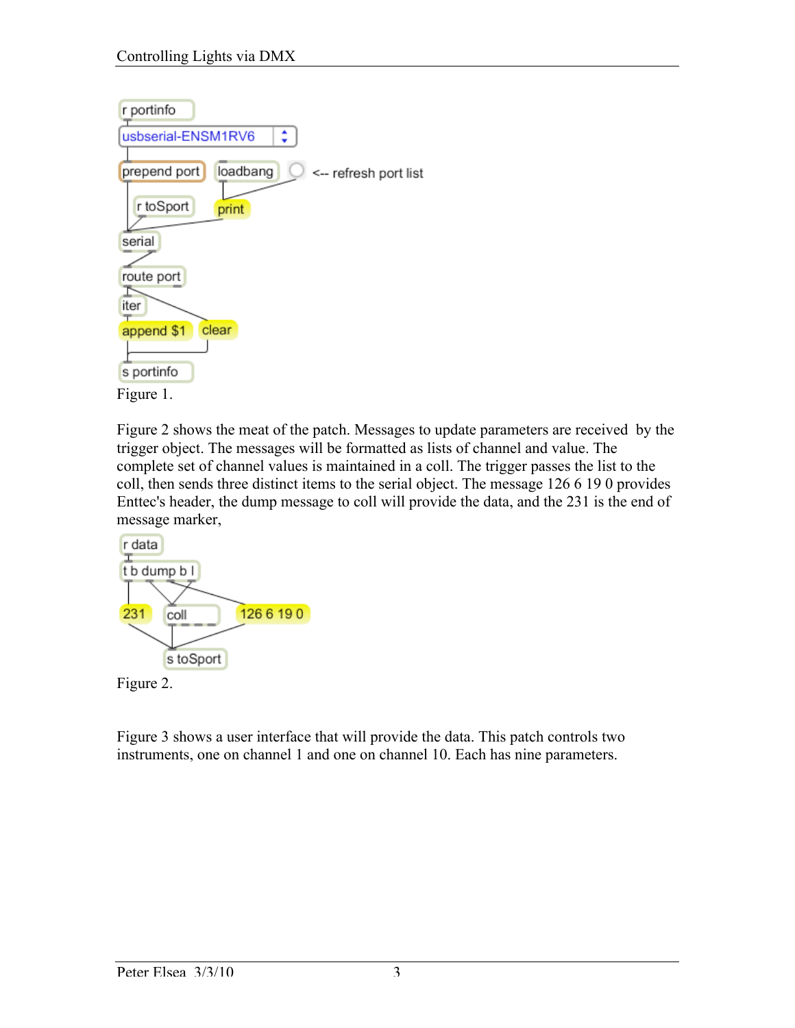Figure 1.

Figure 2 shows the meat of the patch. Messages to update parameters are received by the trigger object. The messages will be formatted as lists of channel and value. The complete set of channel values is maintained in a coll. The trigger passes the list to the coll, then sends three distinct items to the serial object. The message 126 6 19 0 provides Enttec's header, the dump message to coll will provide the data, and the 231 is the end of message marker,

Figure 2.

Figure 3 shows a user interface that will provide the data. This patch controls two instruments, one on channel 1 and one on channel 10. Each has nine parameters.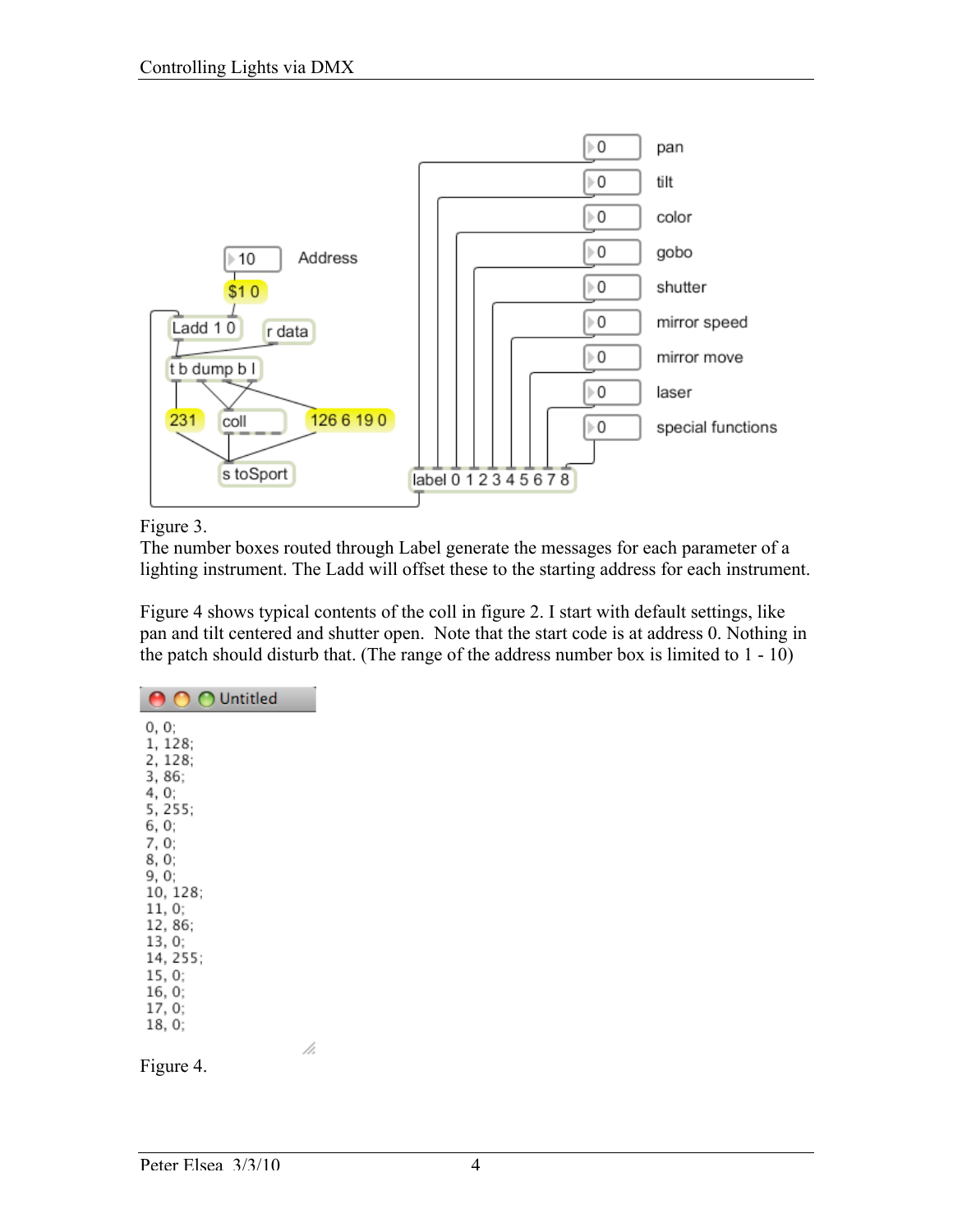Figure 3.
The number boxes routed through Label generate the messages for each parameter of a lighting instrument. The Ladd will offset these to the starting address for each instrument.

Figure 4 shows typical contents of the coll in figure 2. I start with default settings, like pan and tilt centered and shutter open. Note that the start code is at address 0. Nothing in the patch should disturb that. (The range of the address number box is limited to 1 - 10)

```
0, 0;
1, 128;
2, 128;
3, 86;
4, 0;
5, 255;
6, 0;
7, 0;
8, 0;
9, 0;
10, 128;
11, 0;
12, 86;
13, 0;
14, 255;
15, 0;
16, 0;
17, 0;
18, 0;
```

Figure 4.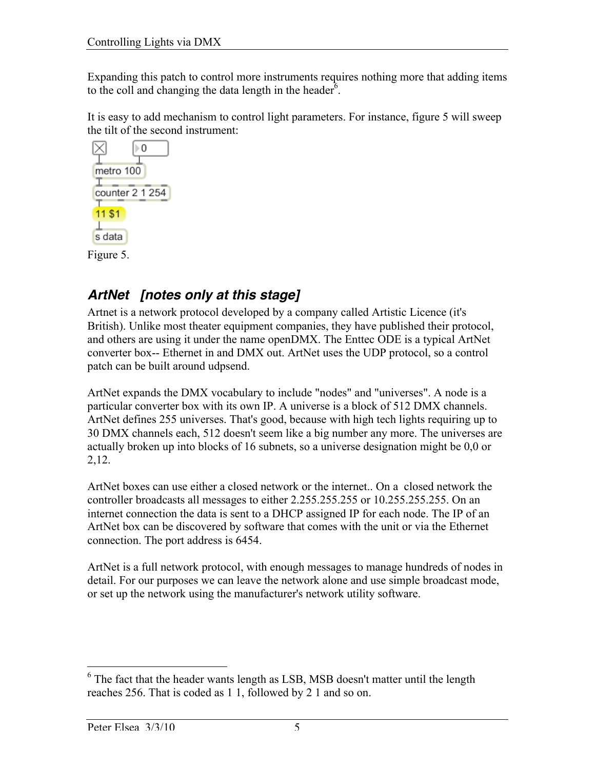Expanding this patch to control more instruments requires nothing more that adding items to the coll and changing the data length in the header[6].

It is easy to add mechanism to control light parameters. For instance, figure 5 will sweep the tilt of the second instrument:

```
[X]      [0]
metro 100
counter 2 1 254
11 $1
s data
```

Figure 5.

## *ArtNet [notes only at this stage]*

Artnet is a network protocol developed by a company called Artistic Licence (it's British). Unlike most theater equipment companies, they have published their protocol, and others are using it under the name openDMX. The Enttec ODE is a typical ArtNet converter box-- Ethernet in and DMX out. ArtNet uses the UDP protocol, so a control patch can be built around udpsend.

ArtNet expands the DMX vocabulary to include "nodes" and "universes". A node is a particular converter box with its own IP. A universe is a block of 512 DMX channels. ArtNet defines 255 universes. That's good, because with high tech lights requiring up to 30 DMX channels each, 512 doesn't seem like a big number any more. The universes are actually broken up into blocks of 16 subnets, so a universe designation might be 0,0 or 2,12.

ArtNet boxes can use either a closed network or the internet.. On a closed network the controller broadcasts all messages to either 2.255.255.255 or 10.255.255.255. On an internet connection the data is sent to a DHCP assigned IP for each node. The IP of an ArtNet box can be discovered by software that comes with the unit or via the Ethernet connection. The port address is 6454.

ArtNet is a full network protocol, with enough messages to manage hundreds of nodes in detail. For our purposes we can leave the network alone and use simple broadcast mode, or set up the network using the manufacturer's network utility software.

---

[6] The fact that the header wants length as LSB, MSB doesn't matter until the length reaches 256. That is coded as 1 1, followed by 2 1 and so on.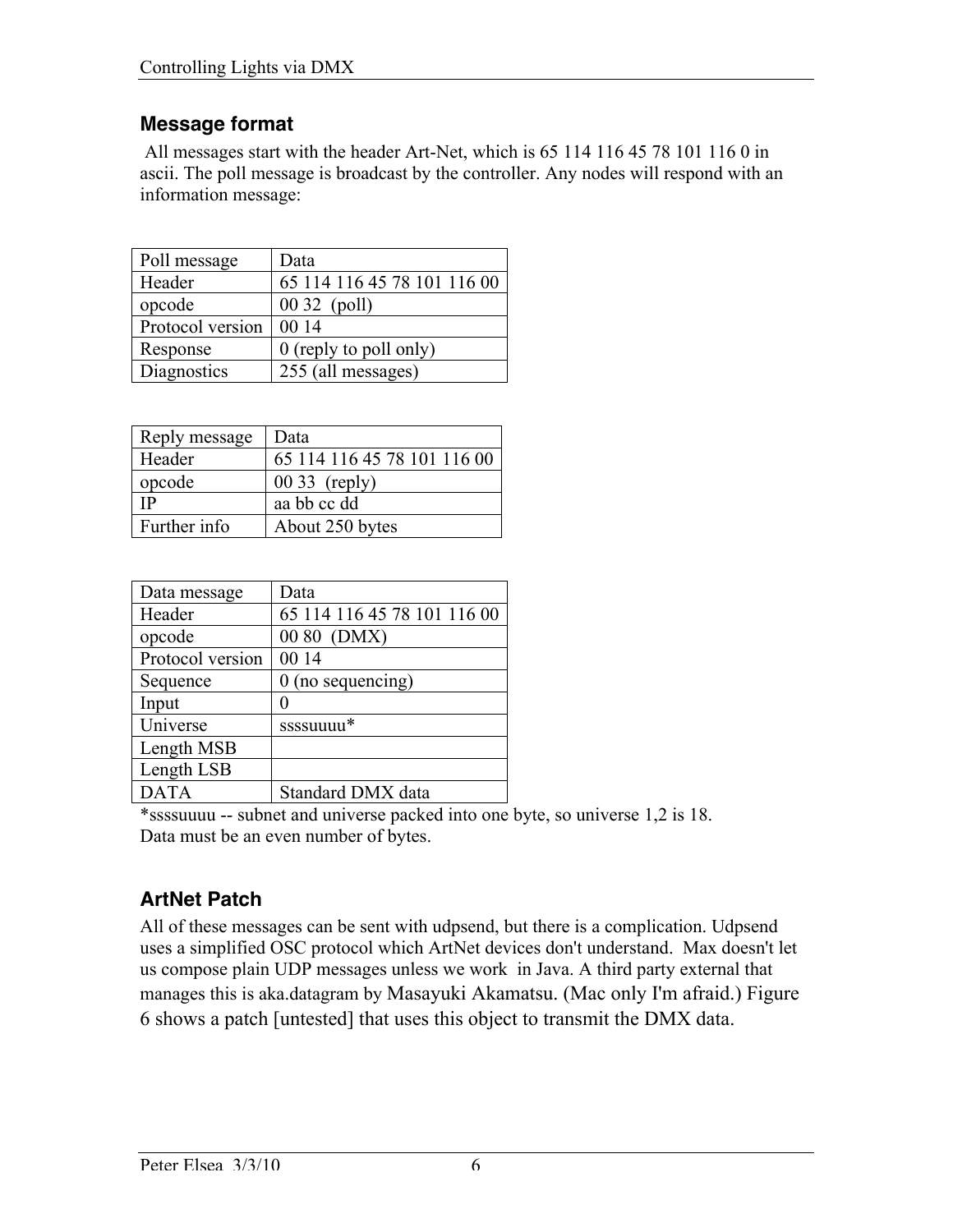## Message format

All messages start with the header Art-Net, which is 65 114 116 45 78 101 116 0 in ascii. The poll message is broadcast by the controller. Any nodes will respond with an information message:

| Poll message | Data |
|---|---|
| Header | 65 114 116 45 78 101 116 00 |
| opcode | 00 32 (poll) |
| Protocol version | 00 14 |
| Response | 0 (reply to poll only) |
| Diagnostics | 255 (all messages) |

| Reply message | Data |
|---|---|
| Header | 65 114 116 45 78 101 116 00 |
| opcode | 00 33 (reply) |
| IP | aa bb cc dd |
| Further info | About 250 bytes |

| Data message | Data |
|---|---|
| Header | 65 114 116 45 78 101 116 00 |
| opcode | 00 80 (DMX) |
| Protocol version | 00 14 |
| Sequence | 0 (no sequencing) |
| Input | 0 |
| Universe | ssssuuuu* |
| Length MSB | |
| Length LSB | |
| DATA | Standard DMX data |

*ssssuuuu -- subnet and universe packed into one byte, so universe 1,2 is 18.
Data must be an even number of bytes.

## ArtNet Patch

All of these messages can be sent with udpsend, but there is a complication. Udpsend uses a simplified OSC protocol which ArtNet devices don't understand. Max doesn't let us compose plain UDP messages unless we work in Java. A third party external that manages this is aka.datagram by Masayuki Akamatsu. (Mac only I'm afraid.) Figure 6 shows a patch [untested] that uses this object to transmit the DMX data.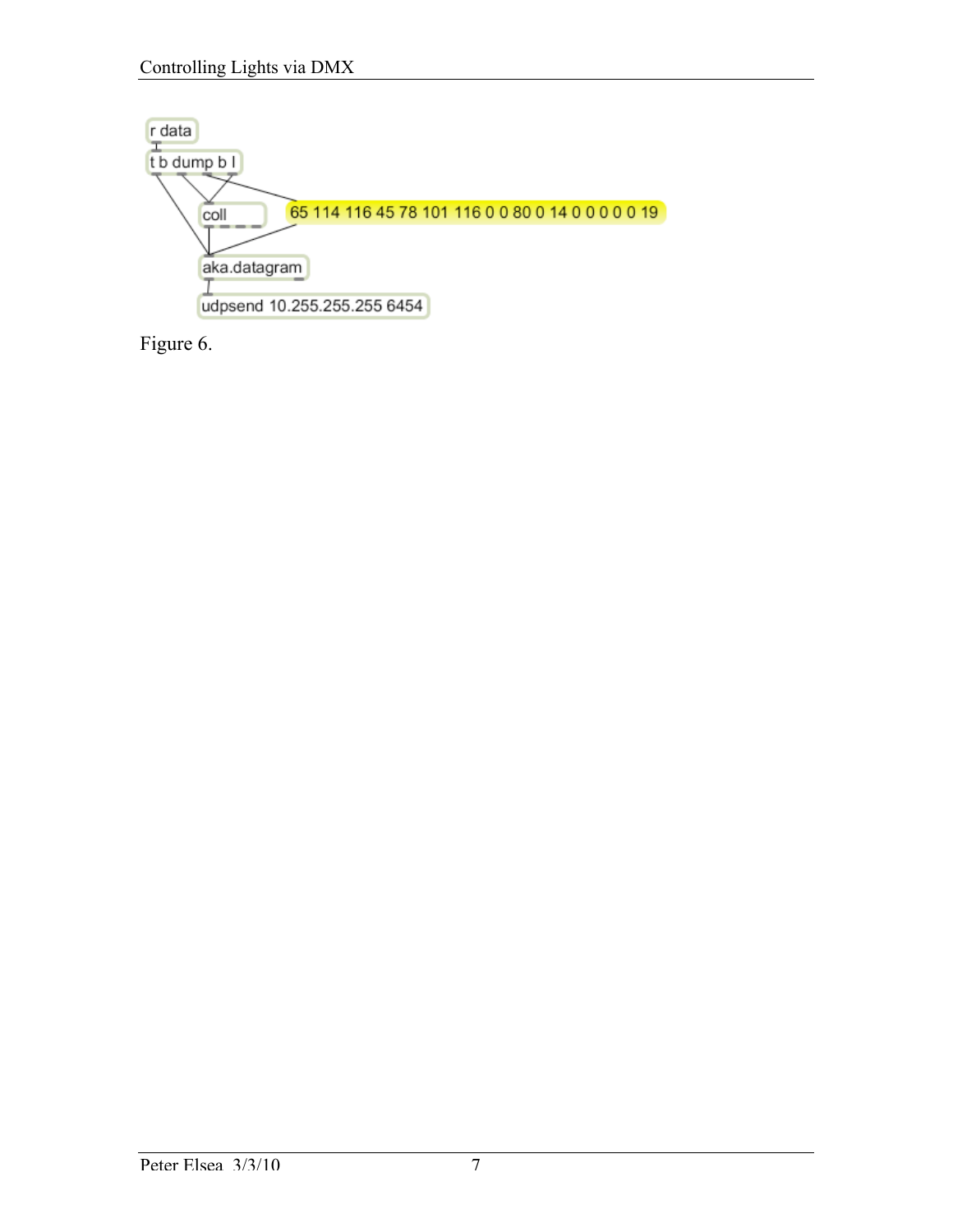r data

t b dump b l

coll

65 114 116 45 78 101 116 0 0 80 0 14 0 0 0 0 0 19

aka.datagram

udpsend 10.255.255.255 6454

Figure 6.